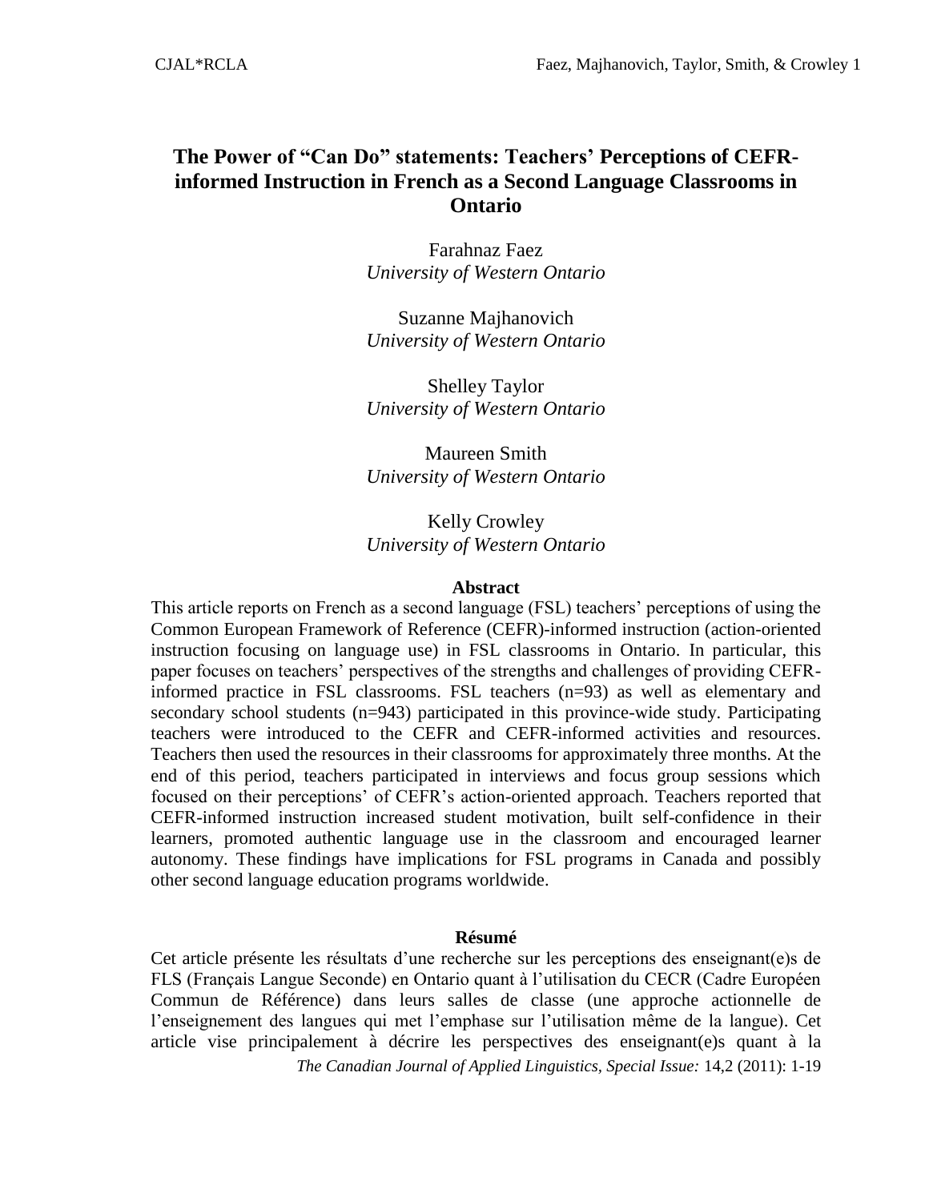# The Power of "Can Do" statements: Teachers' Perceptions of CEFR-informed Instruction in French as a Second Language Classrooms in Ontario

Farahnaz Faez
*University of Western Ontario*

Suzanne Majhanovich
*University of Western Ontario*

Shelley Taylor
*University of Western Ontario*

Maureen Smith
*University of Western Ontario*

Kelly Crowley
*University of Western Ontario*

## Abstract

This article reports on French as a second language (FSL) teachers' perceptions of using the Common European Framework of Reference (CEFR)-informed instruction (action-oriented instruction focusing on language use) in FSL classrooms in Ontario. In particular, this paper focuses on teachers' perspectives of the strengths and challenges of providing CEFR-informed practice in FSL classrooms. FSL teachers (n=93) as well as elementary and secondary school students (n=943) participated in this province-wide study. Participating teachers were introduced to the CEFR and CEFR-informed activities and resources. Teachers then used the resources in their classrooms for approximately three months. At the end of this period, teachers participated in interviews and focus group sessions which focused on their perceptions' of CEFR's action-oriented approach. Teachers reported that CEFR-informed instruction increased student motivation, built self-confidence in their learners, promoted authentic language use in the classroom and encouraged learner autonomy. These findings have implications for FSL programs in Canada and possibly other second language education programs worldwide.

## Résumé

Cet article présente les résultats d'une recherche sur les perceptions des enseignant(e)s de FLS (Français Langue Seconde) en Ontario quant à l'utilisation du CECR (Cadre Européen Commun de Référence) dans leurs salles de classe (une approche actionnelle de l'enseignement des langues qui met l'emphase sur l'utilisation même de la langue). Cet article vise principalement à décrire les perspectives des enseignant(e)s quant à la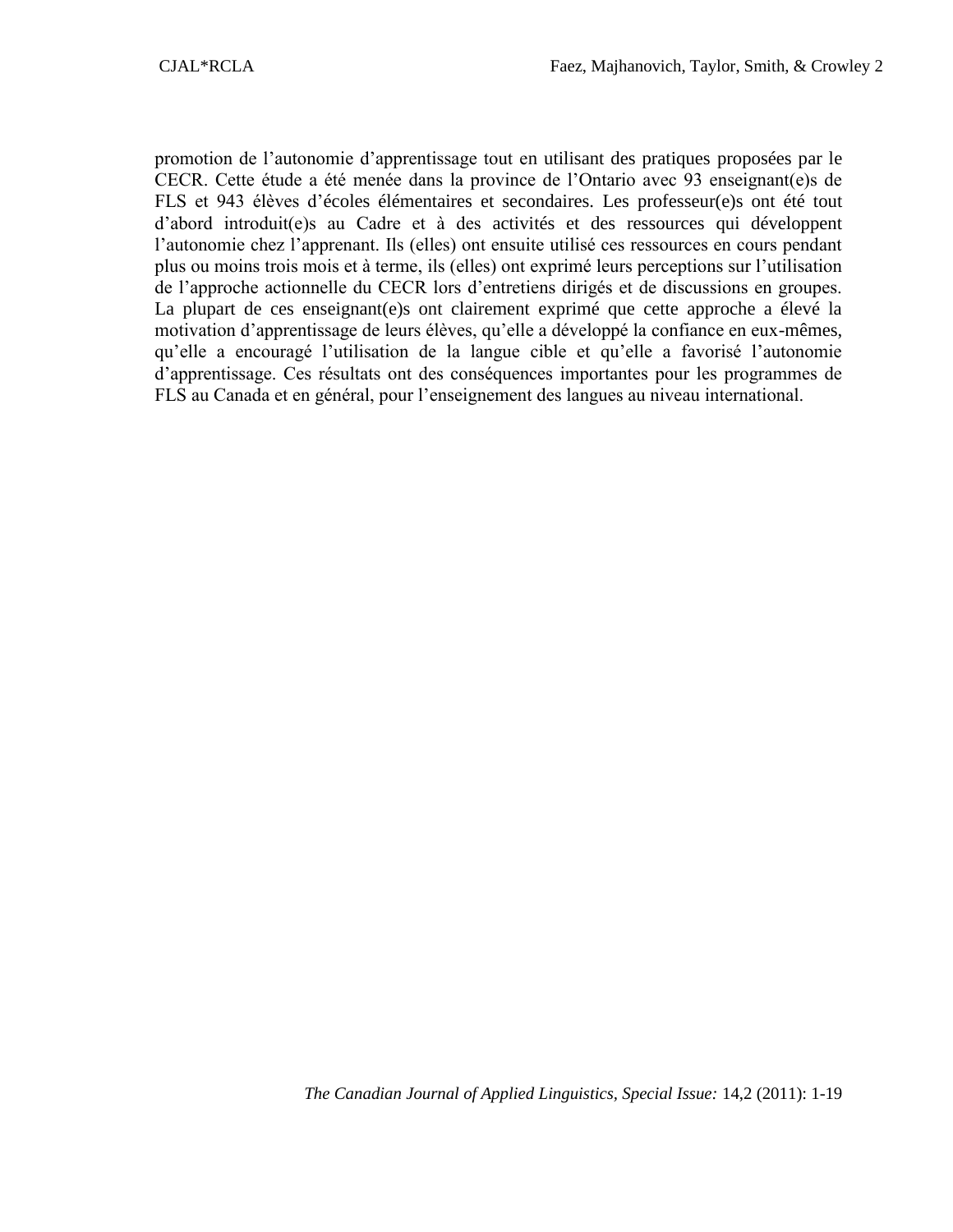promotion de l'autonomie d'apprentissage tout en utilisant des pratiques proposées par le CECR. Cette étude a été menée dans la province de l'Ontario avec 93 enseignant(e)s de FLS et 943 élèves d'écoles élémentaires et secondaires. Les professeur(e)s ont été tout d'abord introduit(e)s au Cadre et à des activités et des ressources qui développent l'autonomie chez l'apprenant. Ils (elles) ont ensuite utilisé ces ressources en cours pendant plus ou moins trois mois et à terme, ils (elles) ont exprimé leurs perceptions sur l'utilisation de l'approche actionnelle du CECR lors d'entretiens dirigés et de discussions en groupes. La plupart de ces enseignant(e)s ont clairement exprimé que cette approche a élevé la motivation d'apprentissage de leurs élèves, qu'elle a développé la confiance en eux-mêmes, qu'elle a encouragé l'utilisation de la langue cible et qu'elle a favorisé l'autonomie d'apprentissage. Ces résultats ont des conséquences importantes pour les programmes de FLS au Canada et en général, pour l'enseignement des langues au niveau international.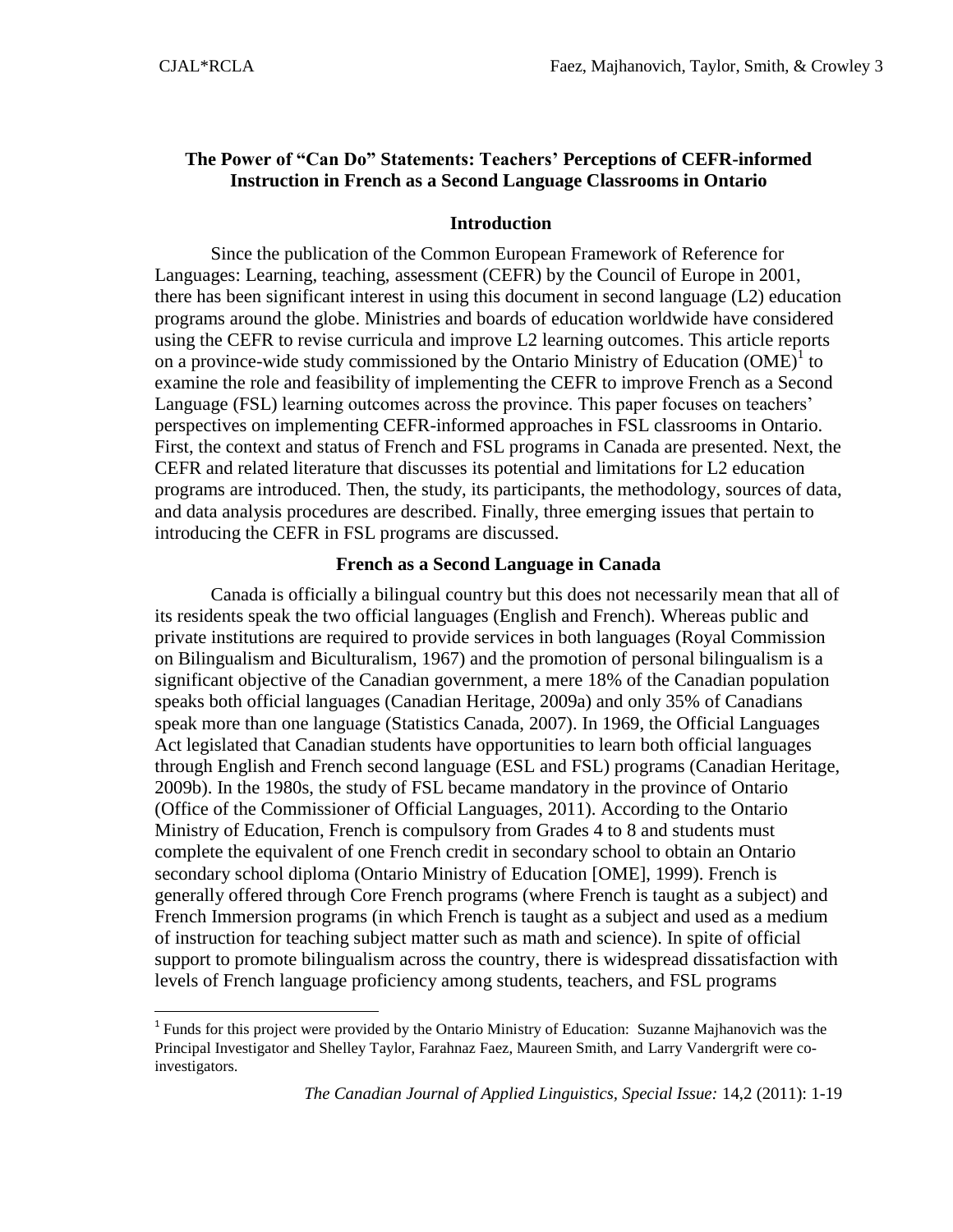## The Power of "Can Do" Statements: Teachers' Perceptions of CEFR-informed Instruction in French as a Second Language Classrooms in Ontario

### Introduction

Since the publication of the Common European Framework of Reference for Languages: Learning, teaching, assessment (CEFR) by the Council of Europe in 2001, there has been significant interest in using this document in second language (L2) education programs around the globe. Ministries and boards of education worldwide have considered using the CEFR to revise curricula and improve L2 learning outcomes. This article reports on a province-wide study commissioned by the Ontario Ministry of Education (OME)[1] to examine the role and feasibility of implementing the CEFR to improve French as a Second Language (FSL) learning outcomes across the province. This paper focuses on teachers' perspectives on implementing CEFR-informed approaches in FSL classrooms in Ontario. First, the context and status of French and FSL programs in Canada are presented. Next, the CEFR and related literature that discusses its potential and limitations for L2 education programs are introduced. Then, the study, its participants, the methodology, sources of data, and data analysis procedures are described. Finally, three emerging issues that pertain to introducing the CEFR in FSL programs are discussed.

### French as a Second Language in Canada

Canada is officially a bilingual country but this does not necessarily mean that all of its residents speak the two official languages (English and French). Whereas public and private institutions are required to provide services in both languages (Royal Commission on Bilingualism and Biculturalism, 1967) and the promotion of personal bilingualism is a significant objective of the Canadian government, a mere 18% of the Canadian population speaks both official languages (Canadian Heritage, 2009a) and only 35% of Canadians speak more than one language (Statistics Canada, 2007). In 1969, the Official Languages Act legislated that Canadian students have opportunities to learn both official languages through English and French second language (ESL and FSL) programs (Canadian Heritage, 2009b). In the 1980s, the study of FSL became mandatory in the province of Ontario (Office of the Commissioner of Official Languages, 2011). According to the Ontario Ministry of Education, French is compulsory from Grades 4 to 8 and students must complete the equivalent of one French credit in secondary school to obtain an Ontario secondary school diploma (Ontario Ministry of Education [OME], 1999). French is generally offered through Core French programs (where French is taught as a subject) and French Immersion programs (in which French is taught as a subject and used as a medium of instruction for teaching subject matter such as math and science). In spite of official support to promote bilingualism across the country, there is widespread dissatisfaction with levels of French language proficiency among students, teachers, and FSL programs

[1] Funds for this project were provided by the Ontario Ministry of Education: Suzanne Majhanovich was the Principal Investigator and Shelley Taylor, Farahnaz Faez, Maureen Smith, and Larry Vandergrift were co-investigators.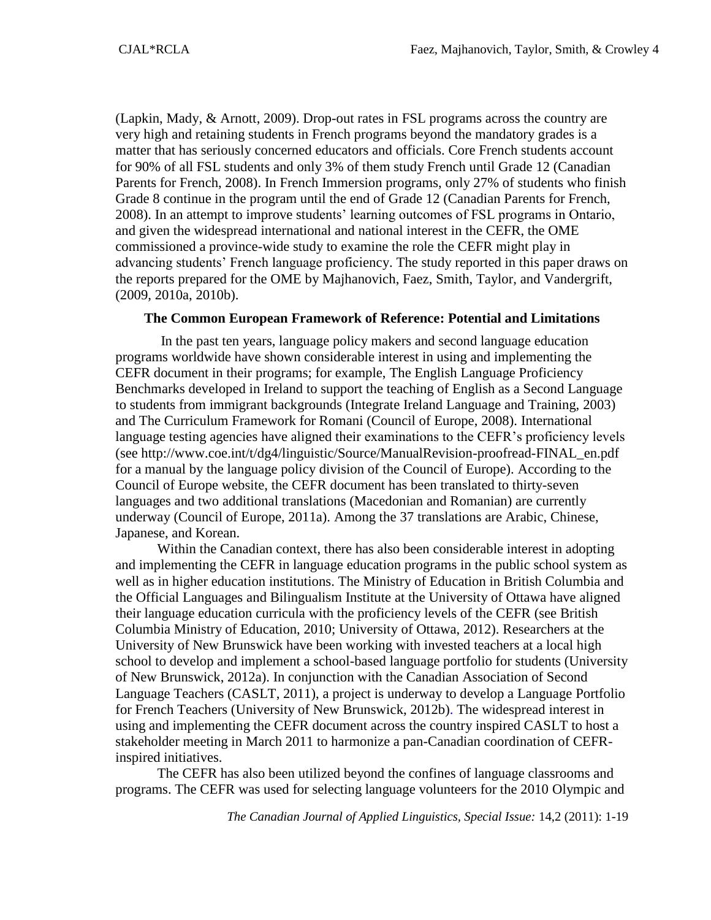(Lapkin, Mady, & Arnott, 2009). Drop-out rates in FSL programs across the country are very high and retaining students in French programs beyond the mandatory grades is a matter that has seriously concerned educators and officials. Core French students account for 90% of all FSL students and only 3% of them study French until Grade 12 (Canadian Parents for French, 2008). In French Immersion programs, only 27% of students who finish Grade 8 continue in the program until the end of Grade 12 (Canadian Parents for French, 2008). In an attempt to improve students' learning outcomes of FSL programs in Ontario, and given the widespread international and national interest in the CEFR, the OME commissioned a province-wide study to examine the role the CEFR might play in advancing students' French language proficiency. The study reported in this paper draws on the reports prepared for the OME by Majhanovich, Faez, Smith, Taylor, and Vandergrift, (2009, 2010a, 2010b).

## The Common European Framework of Reference: Potential and Limitations

In the past ten years, language policy makers and second language education programs worldwide have shown considerable interest in using and implementing the CEFR document in their programs; for example, The English Language Proficiency Benchmarks developed in Ireland to support the teaching of English as a Second Language to students from immigrant backgrounds (Integrate Ireland Language and Training, 2003) and The Curriculum Framework for Romani (Council of Europe, 2008). International language testing agencies have aligned their examinations to the CEFR's proficiency levels (see http://www.coe.int/t/dg4/linguistic/Source/ManualRevision-proofread-FINAL_en.pdf for a manual by the language policy division of the Council of Europe). According to the Council of Europe website, the CEFR document has been translated to thirty-seven languages and two additional translations (Macedonian and Romanian) are currently underway (Council of Europe, 2011a). Among the 37 translations are Arabic, Chinese, Japanese, and Korean.

Within the Canadian context, there has also been considerable interest in adopting and implementing the CEFR in language education programs in the public school system as well as in higher education institutions. The Ministry of Education in British Columbia and the Official Languages and Bilingualism Institute at the University of Ottawa have aligned their language education curricula with the proficiency levels of the CEFR (see British Columbia Ministry of Education, 2010; University of Ottawa, 2012). Researchers at the University of New Brunswick have been working with invested teachers at a local high school to develop and implement a school-based language portfolio for students (University of New Brunswick, 2012a). In conjunction with the Canadian Association of Second Language Teachers (CASLT, 2011), a project is underway to develop a Language Portfolio for French Teachers (University of New Brunswick, 2012b). The widespread interest in using and implementing the CEFR document across the country inspired CASLT to host a stakeholder meeting in March 2011 to harmonize a pan-Canadian coordination of CEFR-inspired initiatives.

The CEFR has also been utilized beyond the confines of language classrooms and programs. The CEFR was used for selecting language volunteers for the 2010 Olympic and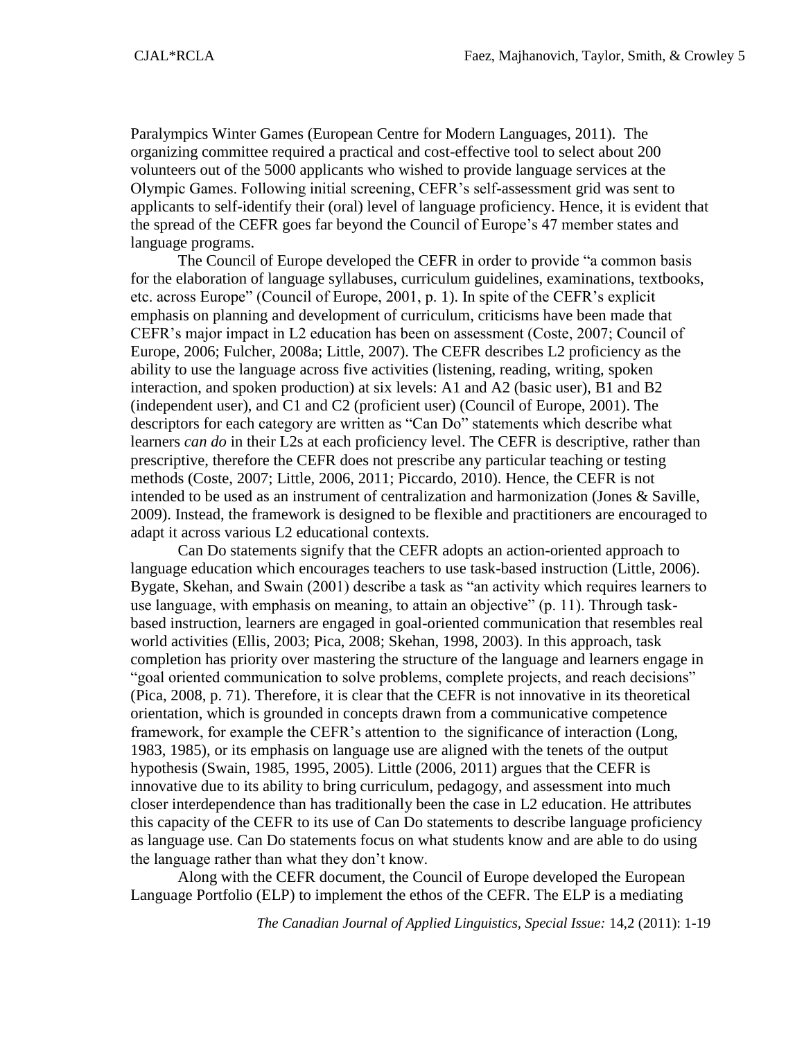Paralympics Winter Games (European Centre for Modern Languages, 2011). The organizing committee required a practical and cost-effective tool to select about 200 volunteers out of the 5000 applicants who wished to provide language services at the Olympic Games. Following initial screening, CEFR's self-assessment grid was sent to applicants to self-identify their (oral) level of language proficiency. Hence, it is evident that the spread of the CEFR goes far beyond the Council of Europe's 47 member states and language programs.

The Council of Europe developed the CEFR in order to provide "a common basis for the elaboration of language syllabuses, curriculum guidelines, examinations, textbooks, etc. across Europe" (Council of Europe, 2001, p. 1). In spite of the CEFR's explicit emphasis on planning and development of curriculum, criticisms have been made that CEFR's major impact in L2 education has been on assessment (Coste, 2007; Council of Europe, 2006; Fulcher, 2008a; Little, 2007). The CEFR describes L2 proficiency as the ability to use the language across five activities (listening, reading, writing, spoken interaction, and spoken production) at six levels: A1 and A2 (basic user), B1 and B2 (independent user), and C1 and C2 (proficient user) (Council of Europe, 2001). The descriptors for each category are written as "Can Do" statements which describe what learners *can do* in their L2s at each proficiency level. The CEFR is descriptive, rather than prescriptive, therefore the CEFR does not prescribe any particular teaching or testing methods (Coste, 2007; Little, 2006, 2011; Piccardo, 2010). Hence, the CEFR is not intended to be used as an instrument of centralization and harmonization (Jones & Saville, 2009). Instead, the framework is designed to be flexible and practitioners are encouraged to adapt it across various L2 educational contexts.

Can Do statements signify that the CEFR adopts an action-oriented approach to language education which encourages teachers to use task-based instruction (Little, 2006). Bygate, Skehan, and Swain (2001) describe a task as "an activity which requires learners to use language, with emphasis on meaning, to attain an objective" (p. 11). Through task-based instruction, learners are engaged in goal-oriented communication that resembles real world activities (Ellis, 2003; Pica, 2008; Skehan, 1998, 2003). In this approach, task completion has priority over mastering the structure of the language and learners engage in "goal oriented communication to solve problems, complete projects, and reach decisions" (Pica, 2008, p. 71). Therefore, it is clear that the CEFR is not innovative in its theoretical orientation, which is grounded in concepts drawn from a communicative competence framework, for example the CEFR's attention to the significance of interaction (Long, 1983, 1985), or its emphasis on language use are aligned with the tenets of the output hypothesis (Swain, 1985, 1995, 2005). Little (2006, 2011) argues that the CEFR is innovative due to its ability to bring curriculum, pedagogy, and assessment into much closer interdependence than has traditionally been the case in L2 education. He attributes this capacity of the CEFR to its use of Can Do statements to describe language proficiency as language use. Can Do statements focus on what students know and are able to do using the language rather than what they don't know.

Along with the CEFR document, the Council of Europe developed the European Language Portfolio (ELP) to implement the ethos of the CEFR. The ELP is a mediating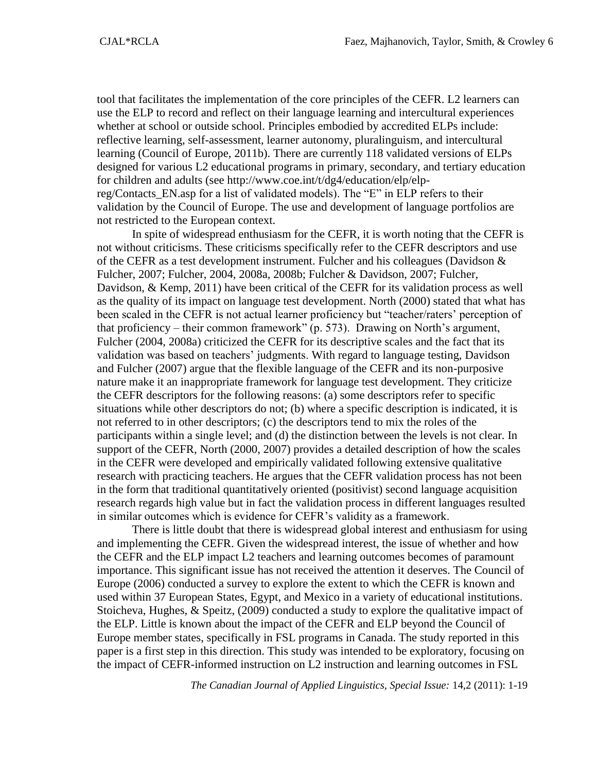tool that facilitates the implementation of the core principles of the CEFR. L2 learners can use the ELP to record and reflect on their language learning and intercultural experiences whether at school or outside school. Principles embodied by accredited ELPs include: reflective learning, self-assessment, learner autonomy, pluralinguism, and intercultural learning (Council of Europe, 2011b). There are currently 118 validated versions of ELPs designed for various L2 educational programs in primary, secondary, and tertiary education for children and adults (see http://www.coe.int/t/dg4/education/elp/elp-reg/Contacts_EN.asp for a list of validated models). The "E" in ELP refers to their validation by the Council of Europe. The use and development of language portfolios are not restricted to the European context.

In spite of widespread enthusiasm for the CEFR, it is worth noting that the CEFR is not without criticisms. These criticisms specifically refer to the CEFR descriptors and use of the CEFR as a test development instrument. Fulcher and his colleagues (Davidson & Fulcher, 2007; Fulcher, 2004, 2008a, 2008b; Fulcher & Davidson, 2007; Fulcher, Davidson, & Kemp, 2011) have been critical of the CEFR for its validation process as well as the quality of its impact on language test development. North (2000) stated that what has been scaled in the CEFR is not actual learner proficiency but "teacher/raters' perception of that proficiency – their common framework" (p. 573). Drawing on North's argument, Fulcher (2004, 2008a) criticized the CEFR for its descriptive scales and the fact that its validation was based on teachers' judgments. With regard to language testing, Davidson and Fulcher (2007) argue that the flexible language of the CEFR and its non-purposive nature make it an inappropriate framework for language test development. They criticize the CEFR descriptors for the following reasons: (a) some descriptors refer to specific situations while other descriptors do not; (b) where a specific description is indicated, it is not referred to in other descriptors; (c) the descriptors tend to mix the roles of the participants within a single level; and (d) the distinction between the levels is not clear. In support of the CEFR, North (2000, 2007) provides a detailed description of how the scales in the CEFR were developed and empirically validated following extensive qualitative research with practicing teachers. He argues that the CEFR validation process has not been in the form that traditional quantitatively oriented (positivist) second language acquisition research regards high value but in fact the validation process in different languages resulted in similar outcomes which is evidence for CEFR's validity as a framework.

There is little doubt that there is widespread global interest and enthusiasm for using and implementing the CEFR. Given the widespread interest, the issue of whether and how the CEFR and the ELP impact L2 teachers and learning outcomes becomes of paramount importance. This significant issue has not received the attention it deserves. The Council of Europe (2006) conducted a survey to explore the extent to which the CEFR is known and used within 37 European States, Egypt, and Mexico in a variety of educational institutions. Stoicheva, Hughes, & Speitz, (2009) conducted a study to explore the qualitative impact of the ELP. Little is known about the impact of the CEFR and ELP beyond the Council of Europe member states, specifically in FSL programs in Canada. The study reported in this paper is a first step in this direction. This study was intended to be exploratory, focusing on the impact of CEFR-informed instruction on L2 instruction and learning outcomes in FSL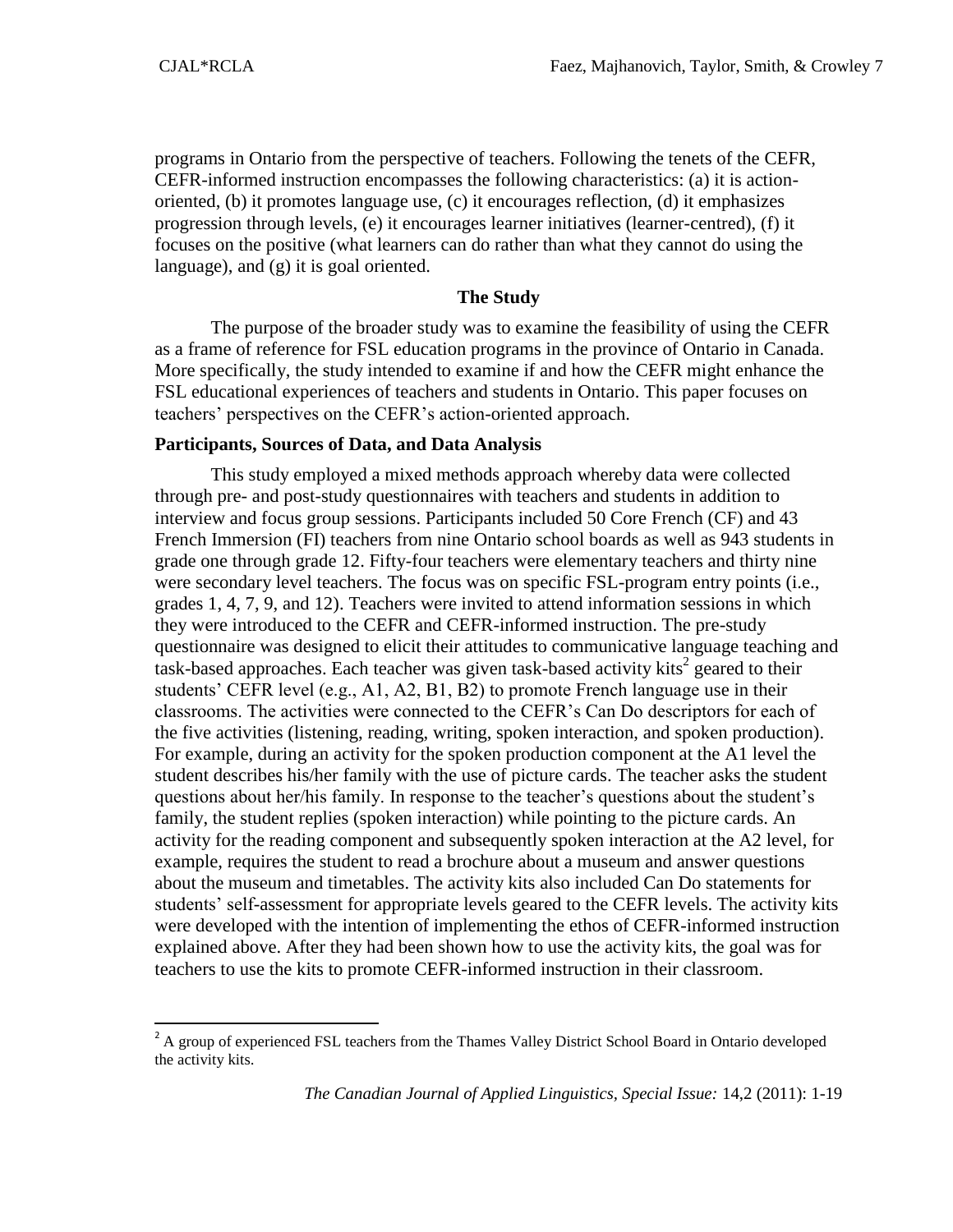programs in Ontario from the perspective of teachers. Following the tenets of the CEFR, CEFR-informed instruction encompasses the following characteristics: (a) it is action-oriented, (b) it promotes language use, (c) it encourages reflection, (d) it emphasizes progression through levels, (e) it encourages learner initiatives (learner-centred), (f) it focuses on the positive (what learners can do rather than what they cannot do using the language), and (g) it is goal oriented.

## The Study

The purpose of the broader study was to examine the feasibility of using the CEFR as a frame of reference for FSL education programs in the province of Ontario in Canada. More specifically, the study intended to examine if and how the CEFR might enhance the FSL educational experiences of teachers and students in Ontario. This paper focuses on teachers' perspectives on the CEFR's action-oriented approach.

### Participants, Sources of Data, and Data Analysis

This study employed a mixed methods approach whereby data were collected through pre- and post-study questionnaires with teachers and students in addition to interview and focus group sessions. Participants included 50 Core French (CF) and 43 French Immersion (FI) teachers from nine Ontario school boards as well as 943 students in grade one through grade 12. Fifty-four teachers were elementary teachers and thirty nine were secondary level teachers. The focus was on specific FSL-program entry points (i.e., grades 1, 4, 7, 9, and 12). Teachers were invited to attend information sessions in which they were introduced to the CEFR and CEFR-informed instruction. The pre-study questionnaire was designed to elicit their attitudes to communicative language teaching and task-based approaches. Each teacher was given task-based activity kits[2] geared to their students' CEFR level (e.g., A1, A2, B1, B2) to promote French language use in their classrooms. The activities were connected to the CEFR's Can Do descriptors for each of the five activities (listening, reading, writing, spoken interaction, and spoken production). For example, during an activity for the spoken production component at the A1 level the student describes his/her family with the use of picture cards. The teacher asks the student questions about her/his family. In response to the teacher's questions about the student's family, the student replies (spoken interaction) while pointing to the picture cards. An activity for the reading component and subsequently spoken interaction at the A2 level, for example, requires the student to read a brochure about a museum and answer questions about the museum and timetables. The activity kits also included Can Do statements for students' self-assessment for appropriate levels geared to the CEFR levels. The activity kits were developed with the intention of implementing the ethos of CEFR-informed instruction explained above. After they had been shown how to use the activity kits, the goal was for teachers to use the kits to promote CEFR-informed instruction in their classroom.

---

[2] A group of experienced FSL teachers from the Thames Valley District School Board in Ontario developed the activity kits.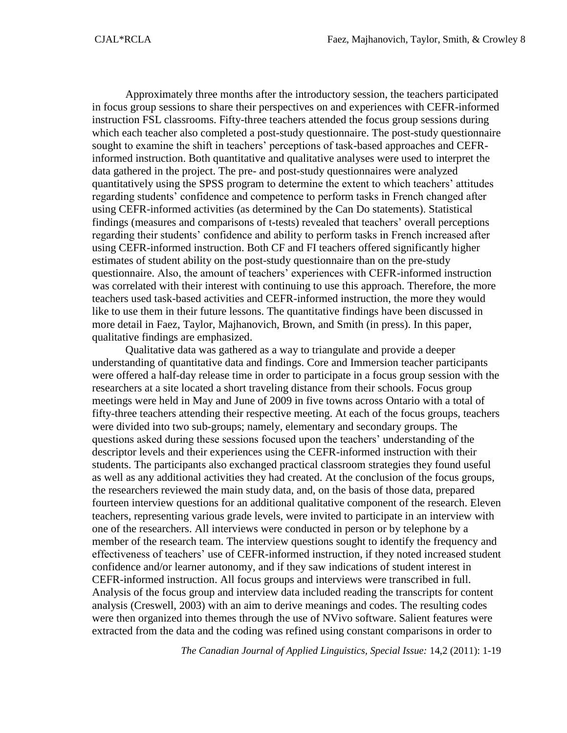Approximately three months after the introductory session, the teachers participated in focus group sessions to share their perspectives on and experiences with CEFR-informed instruction FSL classrooms. Fifty-three teachers attended the focus group sessions during which each teacher also completed a post-study questionnaire. The post-study questionnaire sought to examine the shift in teachers' perceptions of task-based approaches and CEFR-informed instruction. Both quantitative and qualitative analyses were used to interpret the data gathered in the project. The pre- and post-study questionnaires were analyzed quantitatively using the SPSS program to determine the extent to which teachers' attitudes regarding students' confidence and competence to perform tasks in French changed after using CEFR-informed activities (as determined by the Can Do statements). Statistical findings (measures and comparisons of t-tests) revealed that teachers' overall perceptions regarding their students' confidence and ability to perform tasks in French increased after using CEFR-informed instruction. Both CF and FI teachers offered significantly higher estimates of student ability on the post-study questionnaire than on the pre-study questionnaire. Also, the amount of teachers' experiences with CEFR-informed instruction was correlated with their interest with continuing to use this approach. Therefore, the more teachers used task-based activities and CEFR-informed instruction, the more they would like to use them in their future lessons. The quantitative findings have been discussed in more detail in Faez, Taylor, Majhanovich, Brown, and Smith (in press). In this paper, qualitative findings are emphasized.

Qualitative data was gathered as a way to triangulate and provide a deeper understanding of quantitative data and findings. Core and Immersion teacher participants were offered a half-day release time in order to participate in a focus group session with the researchers at a site located a short traveling distance from their schools. Focus group meetings were held in May and June of 2009 in five towns across Ontario with a total of fifty-three teachers attending their respective meeting. At each of the focus groups, teachers were divided into two sub-groups; namely, elementary and secondary groups. The questions asked during these sessions focused upon the teachers' understanding of the descriptor levels and their experiences using the CEFR-informed instruction with their students. The participants also exchanged practical classroom strategies they found useful as well as any additional activities they had created. At the conclusion of the focus groups, the researchers reviewed the main study data, and, on the basis of those data, prepared fourteen interview questions for an additional qualitative component of the research. Eleven teachers, representing various grade levels, were invited to participate in an interview with one of the researchers. All interviews were conducted in person or by telephone by a member of the research team. The interview questions sought to identify the frequency and effectiveness of teachers' use of CEFR-informed instruction, if they noted increased student confidence and/or learner autonomy, and if they saw indications of student interest in CEFR-informed instruction. All focus groups and interviews were transcribed in full. Analysis of the focus group and interview data included reading the transcripts for content analysis (Creswell, 2003) with an aim to derive meanings and codes. The resulting codes were then organized into themes through the use of NVivo software. Salient features were extracted from the data and the coding was refined using constant comparisons in order to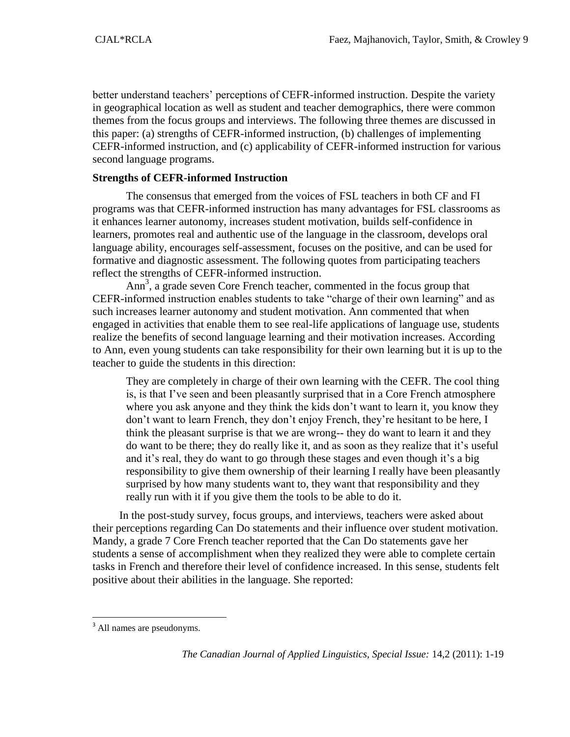better understand teachers' perceptions of CEFR-informed instruction. Despite the variety in geographical location as well as student and teacher demographics, there were common themes from the focus groups and interviews. The following three themes are discussed in this paper: (a) strengths of CEFR-informed instruction, (b) challenges of implementing CEFR-informed instruction, and (c) applicability of CEFR-informed instruction for various second language programs.

**Strengths of CEFR-informed Instruction**

The consensus that emerged from the voices of FSL teachers in both CF and FI programs was that CEFR-informed instruction has many advantages for FSL classrooms as it enhances learner autonomy, increases student motivation, builds self-confidence in learners, promotes real and authentic use of the language in the classroom, develops oral language ability, encourages self-assessment, focuses on the positive, and can be used for formative and diagnostic assessment. The following quotes from participating teachers reflect the strengths of CEFR-informed instruction.

Ann[3], a grade seven Core French teacher, commented in the focus group that CEFR-informed instruction enables students to take "charge of their own learning" and as such increases learner autonomy and student motivation. Ann commented that when engaged in activities that enable them to see real-life applications of language use, students realize the benefits of second language learning and their motivation increases. According to Ann, even young students can take responsibility for their own learning but it is up to the teacher to guide the students in this direction:

> They are completely in charge of their own learning with the CEFR. The cool thing is, is that I've seen and been pleasantly surprised that in a Core French atmosphere where you ask anyone and they think the kids don't want to learn it, you know they don't want to learn French, they don't enjoy French, they're hesitant to be here, I think the pleasant surprise is that we are wrong-- they do want to learn it and they do want to be there; they do really like it, and as soon as they realize that it's useful and it's real, they do want to go through these stages and even though it's a big responsibility to give them ownership of their learning I really have been pleasantly surprised by how many students want to, they want that responsibility and they really run with it if you give them the tools to be able to do it.

In the post-study survey, focus groups, and interviews, teachers were asked about their perceptions regarding Can Do statements and their influence over student motivation. Mandy, a grade 7 Core French teacher reported that the Can Do statements gave her students a sense of accomplishment when they realized they were able to complete certain tasks in French and therefore their level of confidence increased. In this sense, students felt positive about their abilities in the language. She reported:

[3] All names are pseudonyms.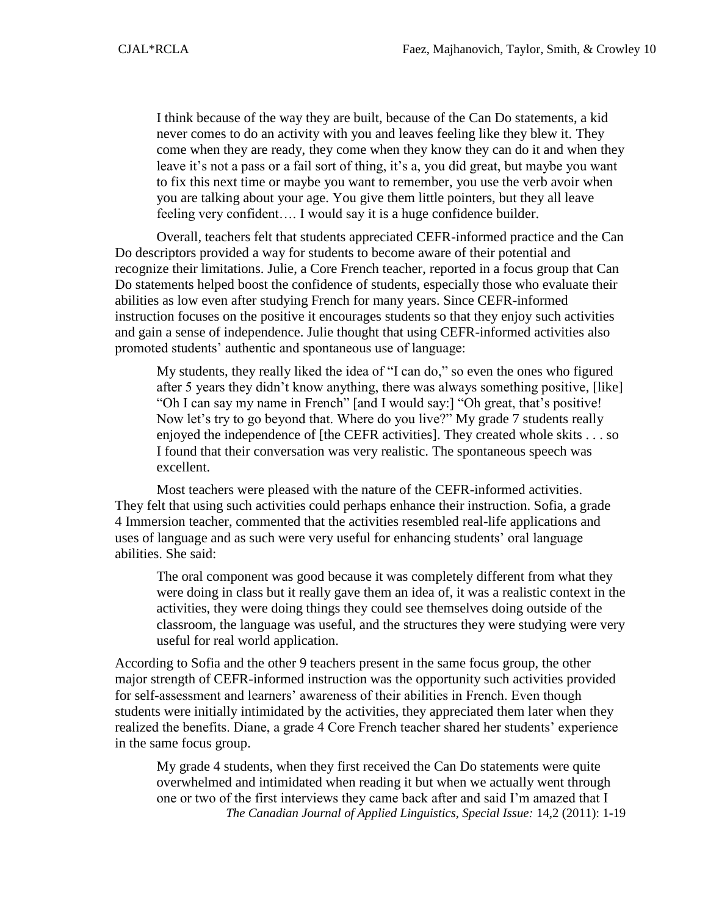> I think because of the way they are built, because of the Can Do statements, a kid never comes to do an activity with you and leaves feeling like they blew it. They come when they are ready, they come when they know they can do it and when they leave it's not a pass or a fail sort of thing, it's a, you did great, but maybe you want to fix this next time or maybe you want to remember, you use the verb avoir when you are talking about your age. You give them little pointers, but they all leave feeling very confident…. I would say it is a huge confidence builder.

Overall, teachers felt that students appreciated CEFR-informed practice and the Can Do descriptors provided a way for students to become aware of their potential and recognize their limitations. Julie, a Core French teacher, reported in a focus group that Can Do statements helped boost the confidence of students, especially those who evaluate their abilities as low even after studying French for many years. Since CEFR-informed instruction focuses on the positive it encourages students so that they enjoy such activities and gain a sense of independence. Julie thought that using CEFR-informed activities also promoted students' authentic and spontaneous use of language:

> My students, they really liked the idea of "I can do," so even the ones who figured after 5 years they didn't know anything, there was always something positive, [like] "Oh I can say my name in French" [and I would say:] "Oh great, that's positive! Now let's try to go beyond that. Where do you live?" My grade 7 students really enjoyed the independence of [the CEFR activities]. They created whole skits . . . so I found that their conversation was very realistic. The spontaneous speech was excellent.

Most teachers were pleased with the nature of the CEFR-informed activities. They felt that using such activities could perhaps enhance their instruction. Sofia, a grade 4 Immersion teacher, commented that the activities resembled real-life applications and uses of language and as such were very useful for enhancing students' oral language abilities. She said:

> The oral component was good because it was completely different from what they were doing in class but it really gave them an idea of, it was a realistic context in the activities, they were doing things they could see themselves doing outside of the classroom, the language was useful, and the structures they were studying were very useful for real world application.

According to Sofia and the other 9 teachers present in the same focus group, the other major strength of CEFR-informed instruction was the opportunity such activities provided for self-assessment and learners' awareness of their abilities in French. Even though students were initially intimidated by the activities, they appreciated them later when they realized the benefits. Diane, a grade 4 Core French teacher shared her students' experience in the same focus group.

> My grade 4 students, when they first received the Can Do statements were quite overwhelmed and intimidated when reading it but when we actually went through one or two of the first interviews they came back after and said I'm amazed that I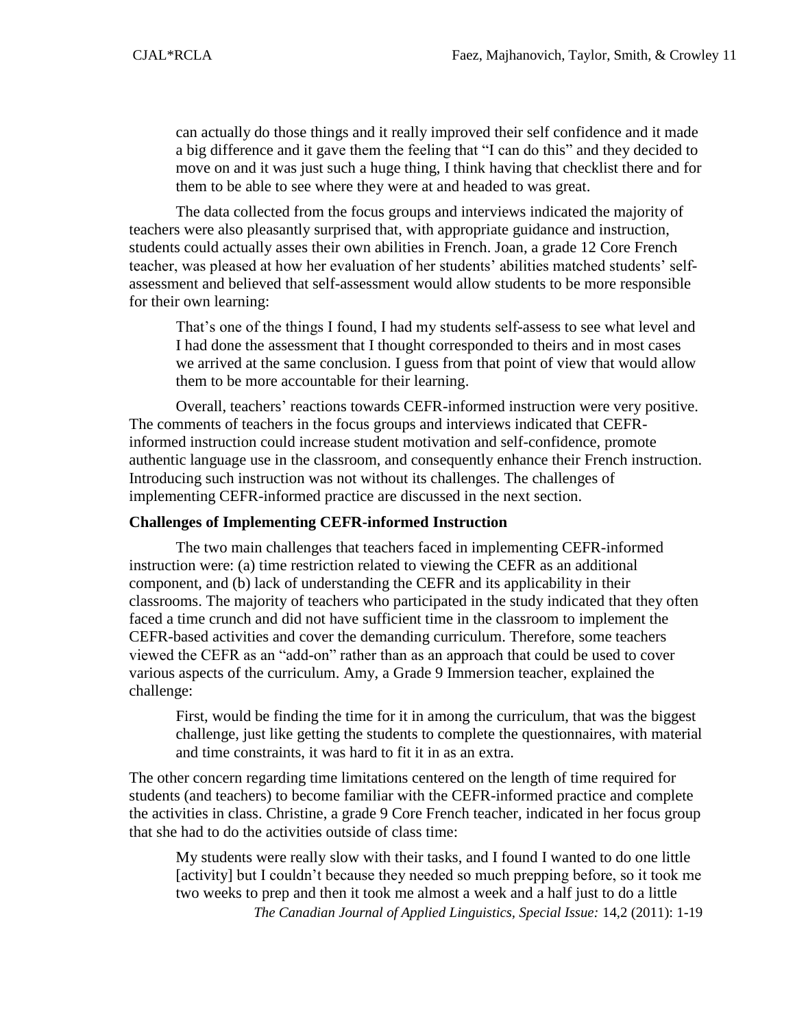> can actually do those things and it really improved their self confidence and it made a big difference and it gave them the feeling that "I can do this" and they decided to move on and it was just such a huge thing, I think having that checklist there and for them to be able to see where they were at and headed to was great.

The data collected from the focus groups and interviews indicated the majority of teachers were also pleasantly surprised that, with appropriate guidance and instruction, students could actually asses their own abilities in French. Joan, a grade 12 Core French teacher, was pleased at how her evaluation of her students' abilities matched students' self-assessment and believed that self-assessment would allow students to be more responsible for their own learning:

> That's one of the things I found, I had my students self-assess to see what level and I had done the assessment that I thought corresponded to theirs and in most cases we arrived at the same conclusion. I guess from that point of view that would allow them to be more accountable for their learning.

Overall, teachers' reactions towards CEFR-informed instruction were very positive. The comments of teachers in the focus groups and interviews indicated that CEFR-informed instruction could increase student motivation and self-confidence, promote authentic language use in the classroom, and consequently enhance their French instruction. Introducing such instruction was not without its challenges. The challenges of implementing CEFR-informed practice are discussed in the next section.

### Challenges of Implementing CEFR-informed Instruction

The two main challenges that teachers faced in implementing CEFR-informed instruction were: (a) time restriction related to viewing the CEFR as an additional component, and (b) lack of understanding the CEFR and its applicability in their classrooms. The majority of teachers who participated in the study indicated that they often faced a time crunch and did not have sufficient time in the classroom to implement the CEFR-based activities and cover the demanding curriculum. Therefore, some teachers viewed the CEFR as an "add-on" rather than as an approach that could be used to cover various aspects of the curriculum. Amy, a Grade 9 Immersion teacher, explained the challenge:

> First, would be finding the time for it in among the curriculum, that was the biggest challenge, just like getting the students to complete the questionnaires, with material and time constraints, it was hard to fit it in as an extra.

The other concern regarding time limitations centered on the length of time required for students (and teachers) to become familiar with the CEFR-informed practice and complete the activities in class. Christine, a grade 9 Core French teacher, indicated in her focus group that she had to do the activities outside of class time:

> My students were really slow with their tasks, and I found I wanted to do one little [activity] but I couldn't because they needed so much prepping before, so it took me two weeks to prep and then it took me almost a week and a half just to do a little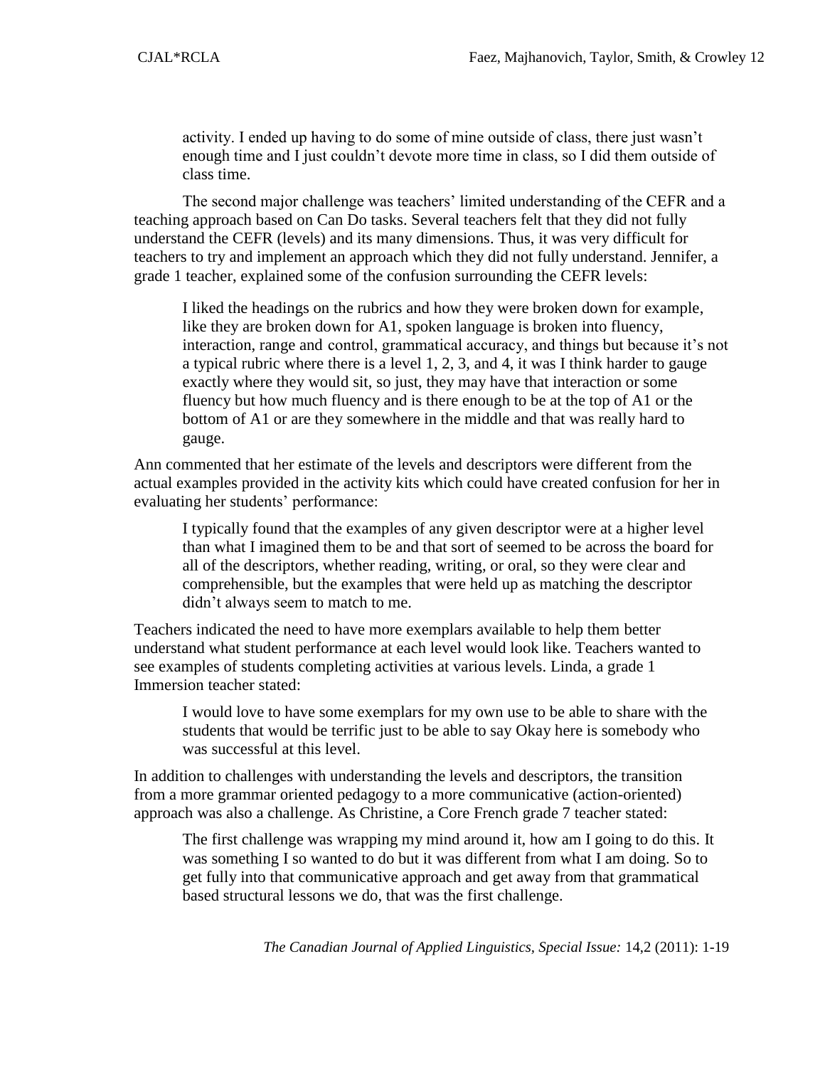> activity. I ended up having to do some of mine outside of class, there just wasn't enough time and I just couldn't devote more time in class, so I did them outside of class time.

The second major challenge was teachers' limited understanding of the CEFR and a teaching approach based on Can Do tasks. Several teachers felt that they did not fully understand the CEFR (levels) and its many dimensions. Thus, it was very difficult for teachers to try and implement an approach which they did not fully understand. Jennifer, a grade 1 teacher, explained some of the confusion surrounding the CEFR levels:

> I liked the headings on the rubrics and how they were broken down for example, like they are broken down for A1, spoken language is broken into fluency, interaction, range and control, grammatical accuracy, and things but because it's not a typical rubric where there is a level 1, 2, 3, and 4, it was I think harder to gauge exactly where they would sit, so just, they may have that interaction or some fluency but how much fluency and is there enough to be at the top of A1 or the bottom of A1 or are they somewhere in the middle and that was really hard to gauge.

Ann commented that her estimate of the levels and descriptors were different from the actual examples provided in the activity kits which could have created confusion for her in evaluating her students' performance:

> I typically found that the examples of any given descriptor were at a higher level than what I imagined them to be and that sort of seemed to be across the board for all of the descriptors, whether reading, writing, or oral, so they were clear and comprehensible, but the examples that were held up as matching the descriptor didn't always seem to match to me.

Teachers indicated the need to have more exemplars available to help them better understand what student performance at each level would look like. Teachers wanted to see examples of students completing activities at various levels. Linda, a grade 1 Immersion teacher stated:

> I would love to have some exemplars for my own use to be able to share with the students that would be terrific just to be able to say Okay here is somebody who was successful at this level.

In addition to challenges with understanding the levels and descriptors, the transition from a more grammar oriented pedagogy to a more communicative (action-oriented) approach was also a challenge. As Christine, a Core French grade 7 teacher stated:

> The first challenge was wrapping my mind around it, how am I going to do this. It was something I so wanted to do but it was different from what I am doing. So to get fully into that communicative approach and get away from that grammatical based structural lessons we do, that was the first challenge.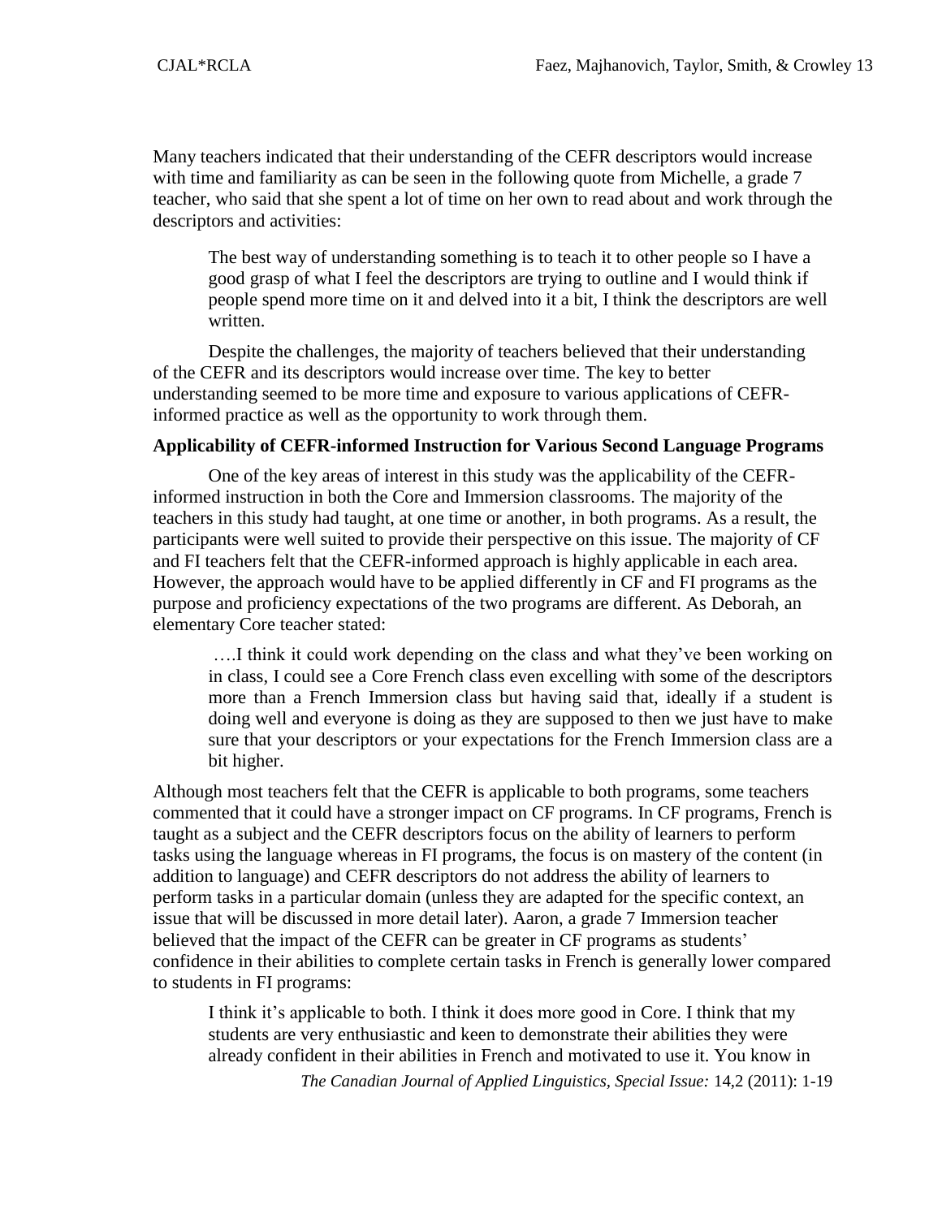Many teachers indicated that their understanding of the CEFR descriptors would increase with time and familiarity as can be seen in the following quote from Michelle, a grade 7 teacher, who said that she spent a lot of time on her own to read about and work through the descriptors and activities:

> The best way of understanding something is to teach it to other people so I have a good grasp of what I feel the descriptors are trying to outline and I would think if people spend more time on it and delved into it a bit, I think the descriptors are well written.

Despite the challenges, the majority of teachers believed that their understanding of the CEFR and its descriptors would increase over time. The key to better understanding seemed to be more time and exposure to various applications of CEFR-informed practice as well as the opportunity to work through them.

**Applicability of CEFR-informed Instruction for Various Second Language Programs**

One of the key areas of interest in this study was the applicability of the CEFR-informed instruction in both the Core and Immersion classrooms. The majority of the teachers in this study had taught, at one time or another, in both programs. As a result, the participants were well suited to provide their perspective on this issue. The majority of CF and FI teachers felt that the CEFR-informed approach is highly applicable in each area. However, the approach would have to be applied differently in CF and FI programs as the purpose and proficiency expectations of the two programs are different. As Deborah, an elementary Core teacher stated:

> ….I think it could work depending on the class and what they've been working on in class, I could see a Core French class even excelling with some of the descriptors more than a French Immersion class but having said that, ideally if a student is doing well and everyone is doing as they are supposed to then we just have to make sure that your descriptors or your expectations for the French Immersion class are a bit higher.

Although most teachers felt that the CEFR is applicable to both programs, some teachers commented that it could have a stronger impact on CF programs. In CF programs, French is taught as a subject and the CEFR descriptors focus on the ability of learners to perform tasks using the language whereas in FI programs, the focus is on mastery of the content (in addition to language) and CEFR descriptors do not address the ability of learners to perform tasks in a particular domain (unless they are adapted for the specific context, an issue that will be discussed in more detail later). Aaron, a grade 7 Immersion teacher believed that the impact of the CEFR can be greater in CF programs as students' confidence in their abilities to complete certain tasks in French is generally lower compared to students in FI programs:

> I think it's applicable to both. I think it does more good in Core. I think that my students are very enthusiastic and keen to demonstrate their abilities they were already confident in their abilities in French and motivated to use it. You know in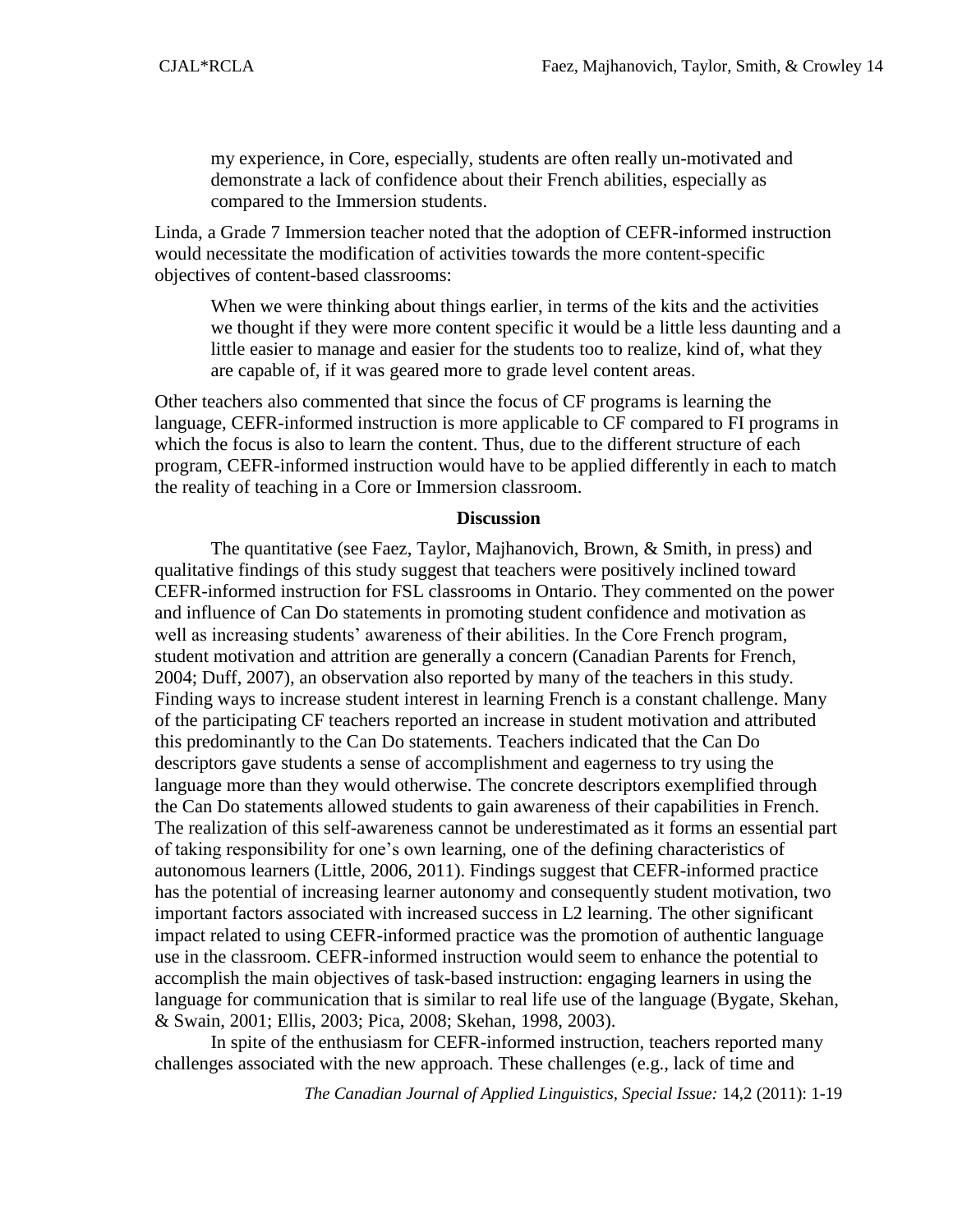> my experience, in Core, especially, students are often really un-motivated and demonstrate a lack of confidence about their French abilities, especially as compared to the Immersion students.

Linda, a Grade 7 Immersion teacher noted that the adoption of CEFR-informed instruction would necessitate the modification of activities towards the more content-specific objectives of content-based classrooms:

> When we were thinking about things earlier, in terms of the kits and the activities we thought if they were more content specific it would be a little less daunting and a little easier to manage and easier for the students too to realize, kind of, what they are capable of, if it was geared more to grade level content areas.

Other teachers also commented that since the focus of CF programs is learning the language, CEFR-informed instruction is more applicable to CF compared to FI programs in which the focus is also to learn the content. Thus, due to the different structure of each program, CEFR-informed instruction would have to be applied differently in each to match the reality of teaching in a Core or Immersion classroom.

## Discussion

The quantitative (see Faez, Taylor, Majhanovich, Brown, & Smith, in press) and qualitative findings of this study suggest that teachers were positively inclined toward CEFR-informed instruction for FSL classrooms in Ontario. They commented on the power and influence of Can Do statements in promoting student confidence and motivation as well as increasing students' awareness of their abilities. In the Core French program, student motivation and attrition are generally a concern (Canadian Parents for French, 2004; Duff, 2007), an observation also reported by many of the teachers in this study. Finding ways to increase student interest in learning French is a constant challenge. Many of the participating CF teachers reported an increase in student motivation and attributed this predominantly to the Can Do statements. Teachers indicated that the Can Do descriptors gave students a sense of accomplishment and eagerness to try using the language more than they would otherwise. The concrete descriptors exemplified through the Can Do statements allowed students to gain awareness of their capabilities in French. The realization of this self-awareness cannot be underestimated as it forms an essential part of taking responsibility for one's own learning, one of the defining characteristics of autonomous learners (Little, 2006, 2011). Findings suggest that CEFR-informed practice has the potential of increasing learner autonomy and consequently student motivation, two important factors associated with increased success in L2 learning. The other significant impact related to using CEFR-informed practice was the promotion of authentic language use in the classroom. CEFR-informed instruction would seem to enhance the potential to accomplish the main objectives of task-based instruction: engaging learners in using the language for communication that is similar to real life use of the language (Bygate, Skehan, & Swain, 2001; Ellis, 2003; Pica, 2008; Skehan, 1998, 2003).

In spite of the enthusiasm for CEFR-informed instruction, teachers reported many challenges associated with the new approach. These challenges (e.g., lack of time and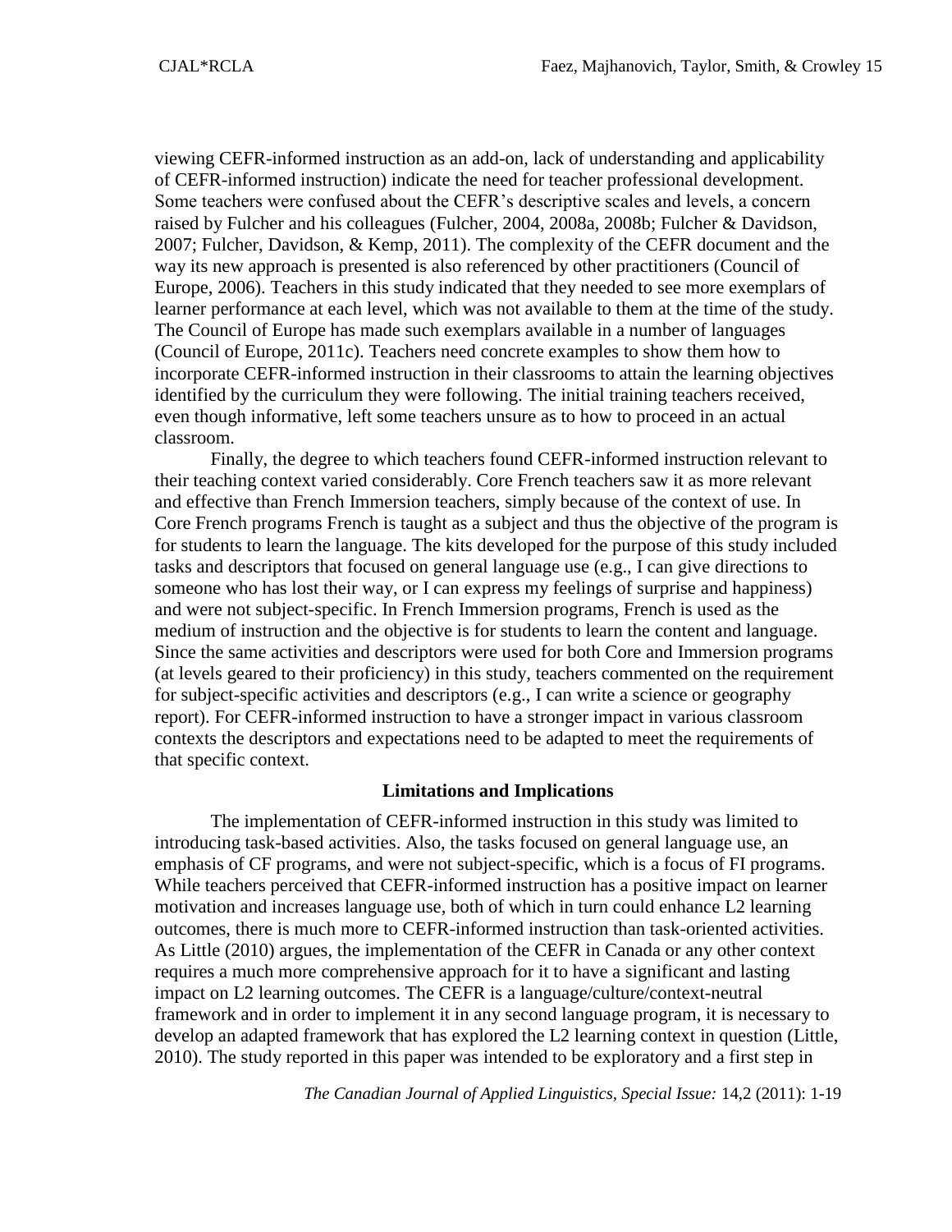viewing CEFR-informed instruction as an add-on, lack of understanding and applicability of CEFR-informed instruction) indicate the need for teacher professional development. Some teachers were confused about the CEFR's descriptive scales and levels, a concern raised by Fulcher and his colleagues (Fulcher, 2004, 2008a, 2008b; Fulcher & Davidson, 2007; Fulcher, Davidson, & Kemp, 2011). The complexity of the CEFR document and the way its new approach is presented is also referenced by other practitioners (Council of Europe, 2006). Teachers in this study indicated that they needed to see more exemplars of learner performance at each level, which was not available to them at the time of the study. The Council of Europe has made such exemplars available in a number of languages (Council of Europe, 2011c). Teachers need concrete examples to show them how to incorporate CEFR-informed instruction in their classrooms to attain the learning objectives identified by the curriculum they were following. The initial training teachers received, even though informative, left some teachers unsure as to how to proceed in an actual classroom.

Finally, the degree to which teachers found CEFR-informed instruction relevant to their teaching context varied considerably. Core French teachers saw it as more relevant and effective than French Immersion teachers, simply because of the context of use. In Core French programs French is taught as a subject and thus the objective of the program is for students to learn the language. The kits developed for the purpose of this study included tasks and descriptors that focused on general language use (e.g., I can give directions to someone who has lost their way, or I can express my feelings of surprise and happiness) and were not subject-specific. In French Immersion programs, French is used as the medium of instruction and the objective is for students to learn the content and language. Since the same activities and descriptors were used for both Core and Immersion programs (at levels geared to their proficiency) in this study, teachers commented on the requirement for subject-specific activities and descriptors (e.g., I can write a science or geography report). For CEFR-informed instruction to have a stronger impact in various classroom contexts the descriptors and expectations need to be adapted to meet the requirements of that specific context.

## Limitations and Implications

The implementation of CEFR-informed instruction in this study was limited to introducing task-based activities. Also, the tasks focused on general language use, an emphasis of CF programs, and were not subject-specific, which is a focus of FI programs. While teachers perceived that CEFR-informed instruction has a positive impact on learner motivation and increases language use, both of which in turn could enhance L2 learning outcomes, there is much more to CEFR-informed instruction than task-oriented activities. As Little (2010) argues, the implementation of the CEFR in Canada or any other context requires a much more comprehensive approach for it to have a significant and lasting impact on L2 learning outcomes. The CEFR is a language/culture/context-neutral framework and in order to implement it in any second language program, it is necessary to develop an adapted framework that has explored the L2 learning context in question (Little, 2010). The study reported in this paper was intended to be exploratory and a first step in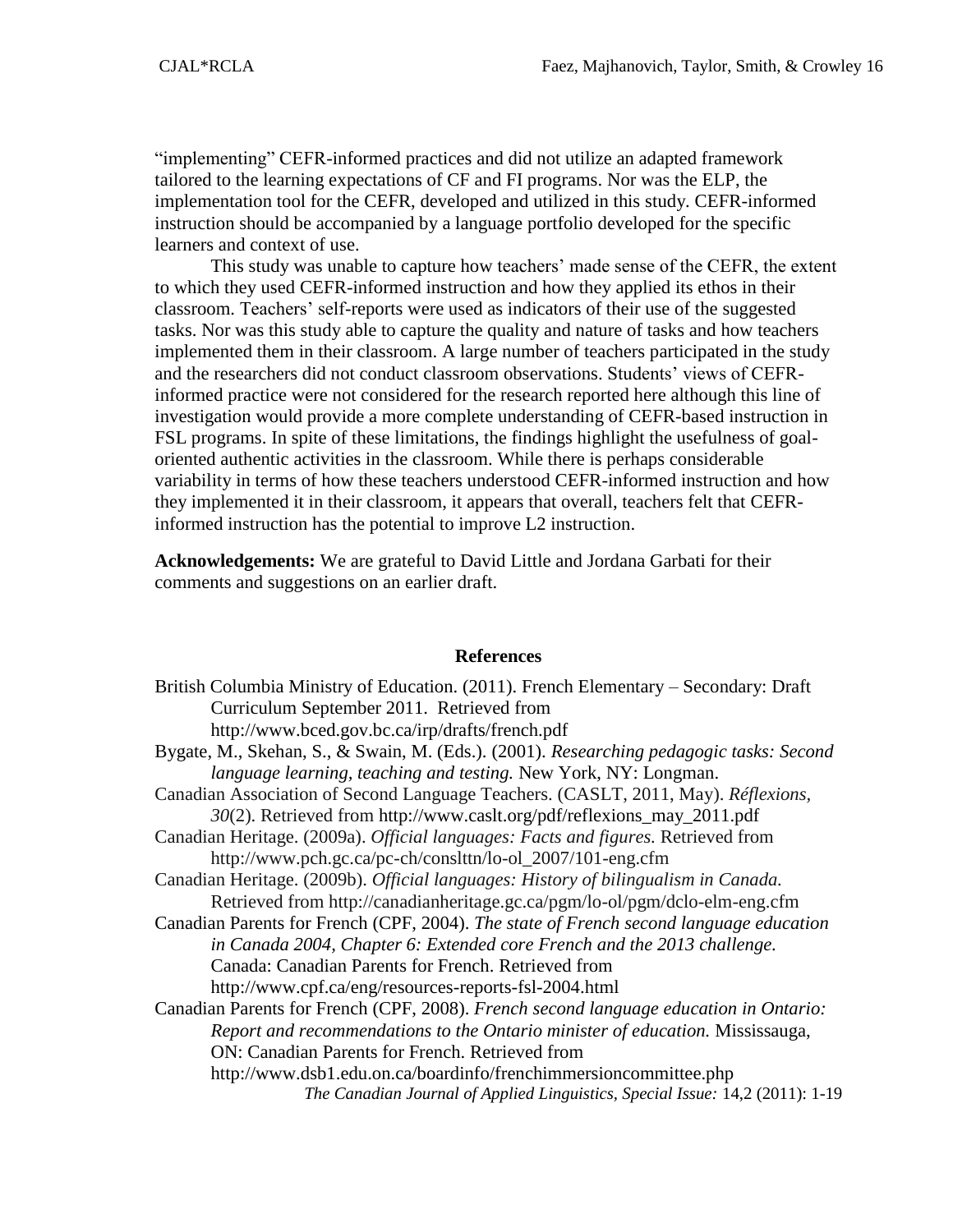"implementing" CEFR-informed practices and did not utilize an adapted framework tailored to the learning expectations of CF and FI programs. Nor was the ELP, the implementation tool for the CEFR, developed and utilized in this study. CEFR-informed instruction should be accompanied by a language portfolio developed for the specific learners and context of use.

This study was unable to capture how teachers' made sense of the CEFR, the extent to which they used CEFR-informed instruction and how they applied its ethos in their classroom. Teachers' self-reports were used as indicators of their use of the suggested tasks. Nor was this study able to capture the quality and nature of tasks and how teachers implemented them in their classroom. A large number of teachers participated in the study and the researchers did not conduct classroom observations. Students' views of CEFR-informed practice were not considered for the research reported here although this line of investigation would provide a more complete understanding of CEFR-based instruction in FSL programs. In spite of these limitations, the findings highlight the usefulness of goal-oriented authentic activities in the classroom. While there is perhaps considerable variability in terms of how these teachers understood CEFR-informed instruction and how they implemented it in their classroom, it appears that overall, teachers felt that CEFR-informed instruction has the potential to improve L2 instruction.

**Acknowledgements:** We are grateful to David Little and Jordana Garbati for their comments and suggestions on an earlier draft.

## References

British Columbia Ministry of Education. (2011). French Elementary – Secondary: Draft Curriculum September 2011. Retrieved from http://www.bced.gov.bc.ca/irp/drafts/french.pdf

Bygate, M., Skehan, S., & Swain, M. (Eds.). (2001). *Researching pedagogic tasks: Second language learning, teaching and testing.* New York, NY: Longman.

Canadian Association of Second Language Teachers. (CASLT, 2011, May). *Réflexions, 30*(2). Retrieved from http://www.caslt.org/pdf/reflexions_may_2011.pdf

Canadian Heritage. (2009a). *Official languages: Facts and figures.* Retrieved from http://www.pch.gc.ca/pc-ch/conslttn/lo-ol_2007/101-eng.cfm

Canadian Heritage. (2009b). *Official languages: History of bilingualism in Canada.* Retrieved from http://canadianheritage.gc.ca/pgm/lo-ol/pgm/dclo-elm-eng.cfm

Canadian Parents for French (CPF, 2004). *The state of French second language education in Canada 2004, Chapter 6: Extended core French and the 2013 challenge.* Canada: Canadian Parents for French. Retrieved from http://www.cpf.ca/eng/resources-reports-fsl-2004.html

Canadian Parents for French (CPF, 2008). *French second language education in Ontario: Report and recommendations to the Ontario minister of education.* Mississauga, ON: Canadian Parents for French. Retrieved from http://www.dsb1.edu.on.ca/boardinfo/frenchimmersioncommittee.php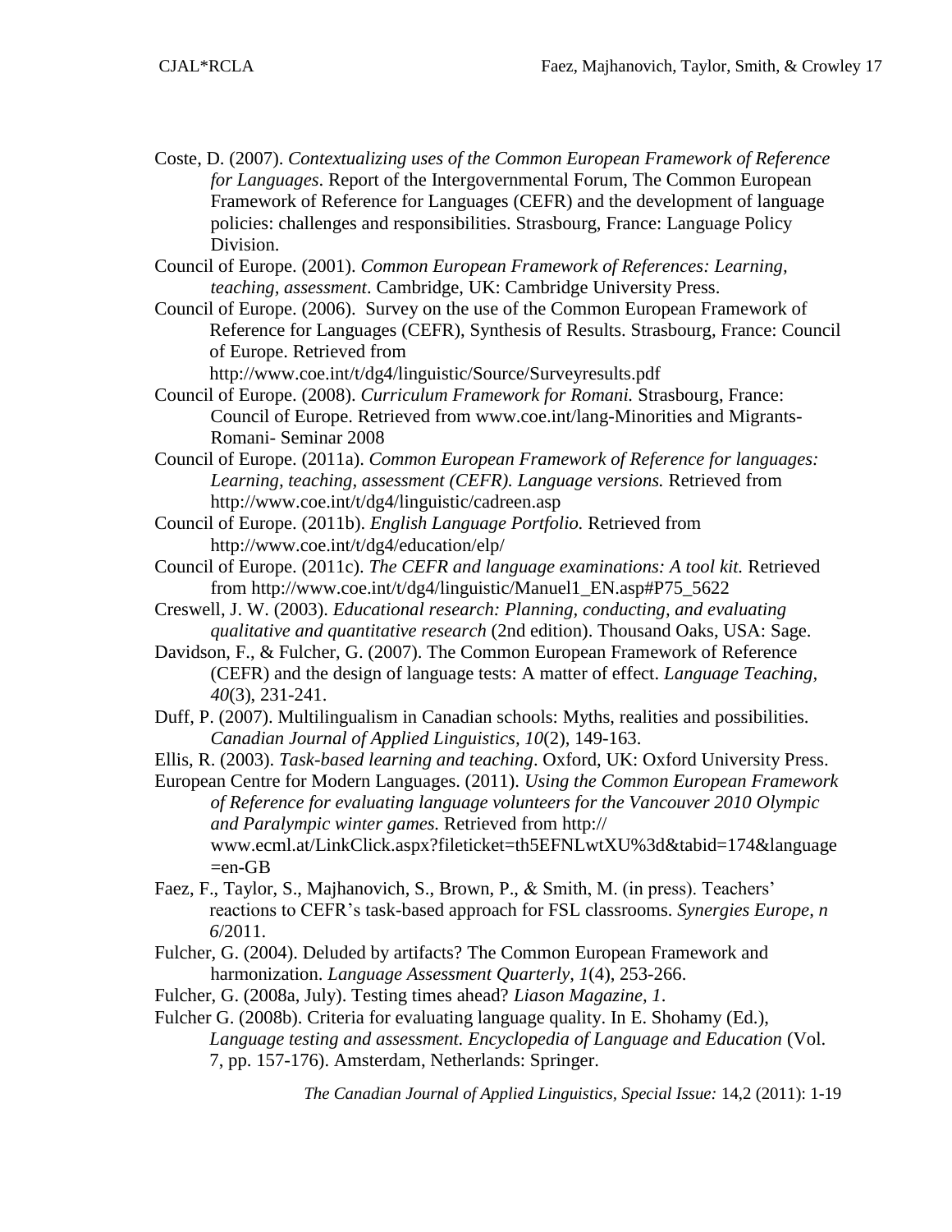Coste, D. (2007). *Contextualizing uses of the Common European Framework of Reference for Languages*. Report of the Intergovernmental Forum, The Common European Framework of Reference for Languages (CEFR) and the development of language policies: challenges and responsibilities. Strasbourg, France: Language Policy Division.

Council of Europe. (2001). *Common European Framework of References: Learning, teaching, assessment*. Cambridge, UK: Cambridge University Press.

Council of Europe. (2006). Survey on the use of the Common European Framework of Reference for Languages (CEFR), Synthesis of Results. Strasbourg, France: Council of Europe. Retrieved from http://www.coe.int/t/dg4/linguistic/Source/Surveyresults.pdf

Council of Europe. (2008). *Curriculum Framework for Romani.* Strasbourg, France: Council of Europe. Retrieved from www.coe.int/lang-Minorities and Migrants-Romani- Seminar 2008

Council of Europe. (2011a). *Common European Framework of Reference for languages: Learning, teaching, assessment (CEFR). Language versions.* Retrieved from http://www.coe.int/t/dg4/linguistic/cadreen.asp

Council of Europe. (2011b). *English Language Portfolio.* Retrieved from http://www.coe.int/t/dg4/education/elp/

Council of Europe. (2011c). *The CEFR and language examinations: A tool kit.* Retrieved from http://www.coe.int/t/dg4/linguistic/Manuel1_EN.asp#P75_5622

Creswell, J. W. (2003). *Educational research: Planning, conducting, and evaluating qualitative and quantitative research* (2nd edition). Thousand Oaks, USA: Sage.

Davidson, F., & Fulcher, G. (2007). The Common European Framework of Reference (CEFR) and the design of language tests: A matter of effect. *Language Teaching, 40*(3), 231-241.

Duff, P. (2007). Multilingualism in Canadian schools: Myths, realities and possibilities. *Canadian Journal of Applied Linguistics, 10*(2), 149-163.

Ellis, R. (2003). *Task-based learning and teaching*. Oxford, UK: Oxford University Press.

European Centre for Modern Languages. (2011). *Using the Common European Framework of Reference for evaluating language volunteers for the Vancouver 2010 Olympic and Paralympic winter games.* Retrieved from http:// www.ecml.at/LinkClick.aspx?fileticket=th5EFNLwtXU%3d&tabid=174&language=en-GB

Faez, F., Taylor, S., Majhanovich, S., Brown, P., & Smith, M. (in press). Teachers' reactions to CEFR's task-based approach for FSL classrooms. *Synergies Europe, n 6*/2011.

Fulcher, G. (2004). Deluded by artifacts? The Common European Framework and harmonization. *Language Assessment Quarterly, 1*(4), 253-266.

Fulcher, G. (2008a, July). Testing times ahead? *Liason Magazine, 1*.

Fulcher G. (2008b). Criteria for evaluating language quality. In E. Shohamy (Ed.), *Language testing and assessment. Encyclopedia of Language and Education* (Vol. 7, pp. 157-176). Amsterdam, Netherlands: Springer.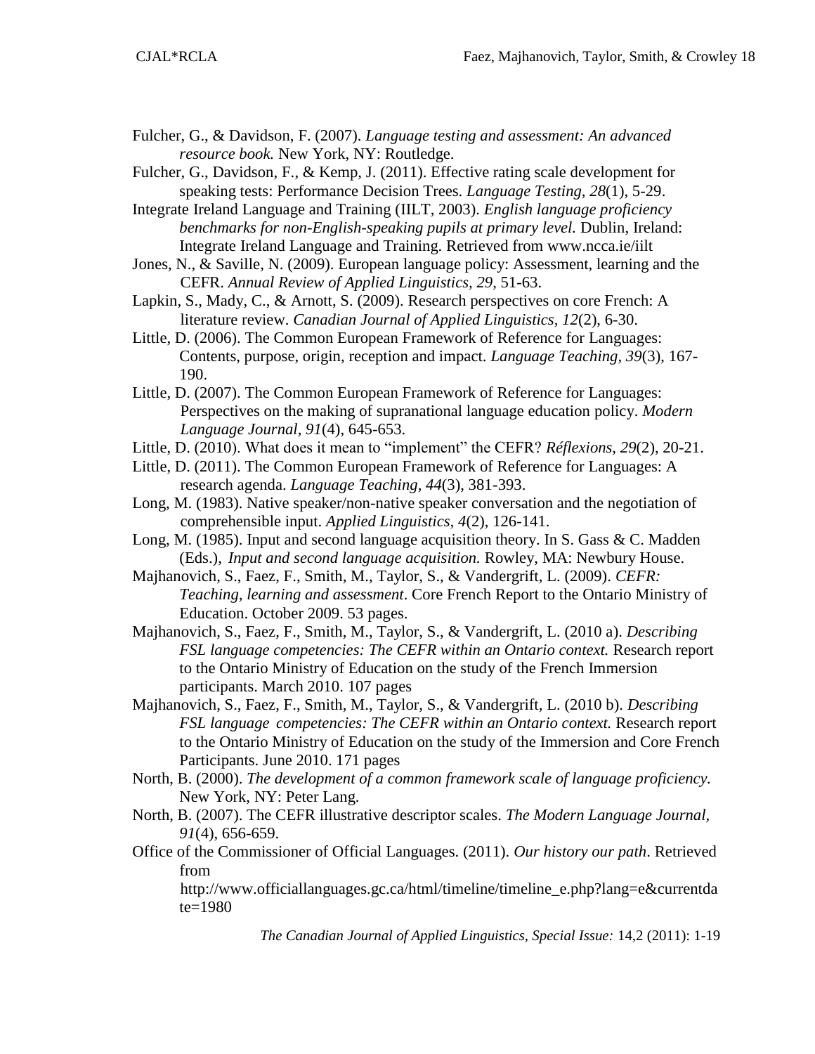Fulcher, G., & Davidson, F. (2007). *Language testing and assessment: An advanced resource book.* New York, NY: Routledge.

Fulcher, G., Davidson, F., & Kemp, J. (2011). Effective rating scale development for speaking tests: Performance Decision Trees. *Language Testing, 28*(1), 5-29.

Integrate Ireland Language and Training (IILT, 2003). *English language proficiency benchmarks for non-English-speaking pupils at primary level.* Dublin, Ireland: Integrate Ireland Language and Training. Retrieved from www.ncca.ie/iilt

Jones, N., & Saville, N. (2009). European language policy: Assessment, learning and the CEFR. *Annual Review of Applied Linguistics, 29*, 51-63.

Lapkin, S., Mady, C., & Arnott, S. (2009). Research perspectives on core French: A literature review. *Canadian Journal of Applied Linguistics, 12*(2), 6-30.

Little, D. (2006). The Common European Framework of Reference for Languages: Contents, purpose, origin, reception and impact. *Language Teaching, 39*(3), 167-190.

Little, D. (2007). The Common European Framework of Reference for Languages: Perspectives on the making of supranational language education policy. *Modern Language Journal, 91*(4), 645-653.

Little, D. (2010). What does it mean to "implement" the CEFR? *Réflexions, 29*(2), 20-21.

Little, D. (2011). The Common European Framework of Reference for Languages: A research agenda. *Language Teaching, 44*(3), 381-393.

Long, M. (1983). Native speaker/non-native speaker conversation and the negotiation of comprehensible input. *Applied Linguistics, 4*(2), 126-141.

Long, M. (1985). Input and second language acquisition theory. In S. Gass & C. Madden (Eds.), *Input and second language acquisition.* Rowley, MA: Newbury House.

Majhanovich, S., Faez, F., Smith, M., Taylor, S., & Vandergrift, L. (2009). *CEFR: Teaching, learning and assessment*. Core French Report to the Ontario Ministry of Education. October 2009. 53 pages.

Majhanovich, S., Faez, F., Smith, M., Taylor, S., & Vandergrift, L. (2010 a). *Describing FSL language competencies: The CEFR within an Ontario context.* Research report to the Ontario Ministry of Education on the study of the French Immersion participants. March 2010. 107 pages

Majhanovich, S., Faez, F., Smith, M., Taylor, S., & Vandergrift, L. (2010 b). *Describing FSL language competencies: The CEFR within an Ontario context.* Research report to the Ontario Ministry of Education on the study of the Immersion and Core French Participants. June 2010. 171 pages

North, B. (2000). *The development of a common framework scale of language proficiency.* New York, NY: Peter Lang.

North, B. (2007). The CEFR illustrative descriptor scales. *The Modern Language Journal, 91*(4), 656-659.

Office of the Commissioner of Official Languages. (2011). *Our history our path*. Retrieved from http://www.officiallanguages.gc.ca/html/timeline/timeline_e.php?lang=e&currentdate=1980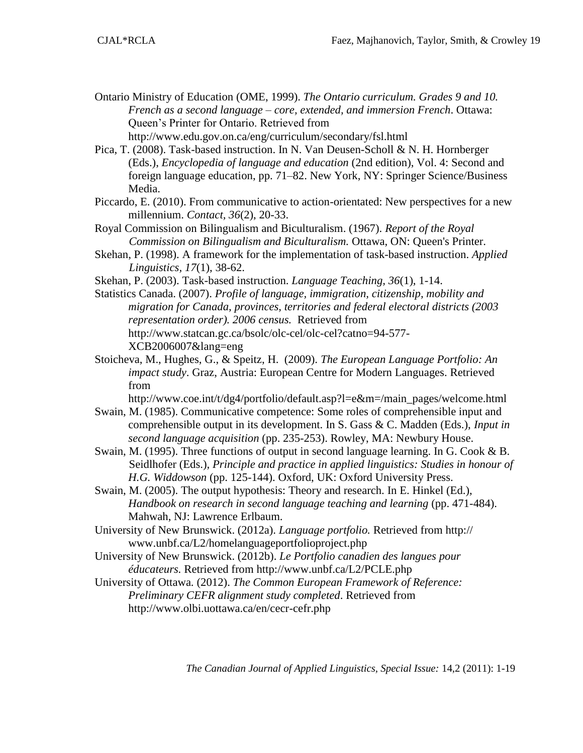Ontario Ministry of Education (OME, 1999). *The Ontario curriculum. Grades 9 and 10. French as a second language – core, extended, and immersion French*. Ottawa: Queen's Printer for Ontario. Retrieved from http://www.edu.gov.on.ca/eng/curriculum/secondary/fsl.html

Pica, T. (2008). Task-based instruction. In N. Van Deusen-Scholl & N. H. Hornberger (Eds.), *Encyclopedia of language and education* (2nd edition), Vol. 4: Second and foreign language education, pp. 71–82. New York, NY: Springer Science/Business Media.

Piccardo, E. (2010). From communicative to action-orientated: New perspectives for a new millennium. *Contact*, *36*(2), 20-33.

Royal Commission on Bilingualism and Biculturalism. (1967). *Report of the Royal Commission on Bilingualism and Biculturalism.* Ottawa, ON: Queen's Printer.

Skehan, P. (1998). A framework for the implementation of task-based instruction. *Applied Linguistics*, *17*(1), 38-62.

Skehan, P. (2003). Task-based instruction. *Language Teaching, 36*(1), 1-14.

Statistics Canada. (2007). *Profile of language, immigration, citizenship, mobility and migration for Canada, provinces, territories and federal electoral districts (2003 representation order). 2006 census.* Retrieved from http://www.statcan.gc.ca/bsolc/olc-cel/olc-cel?catno=94-577-XCB2006007&lang=eng

Stoicheva, M., Hughes, G., & Speitz, H. (2009). *The European Language Portfolio: An impact study*. Graz, Austria: European Centre for Modern Languages. Retrieved from http://www.coe.int/t/dg4/portfolio/default.asp?l=e&m=/main_pages/welcome.html

Swain, M. (1985). Communicative competence: Some roles of comprehensible input and comprehensible output in its development. In S. Gass & C. Madden (Eds.), *Input in second language acquisition* (pp. 235-253). Rowley, MA: Newbury House.

Swain, M. (1995). Three functions of output in second language learning. In G. Cook & B. Seidlhofer (Eds.), *Principle and practice in applied linguistics: Studies in honour of H.G. Widdowson* (pp. 125-144). Oxford, UK: Oxford University Press.

Swain, M. (2005). The output hypothesis: Theory and research. In E. Hinkel (Ed.), *Handbook on research in second language teaching and learning* (pp. 471-484). Mahwah, NJ: Lawrence Erlbaum.

University of New Brunswick. (2012a). *Language portfolio.* Retrieved from http:// www.unbf.ca/L2/homelanguageportfolioproject.php

University of New Brunswick. (2012b). *Le Portfolio canadien des langues pour éducateurs.* Retrieved from http://www.unbf.ca/L2/PCLE.php

University of Ottawa. (2012). *The Common European Framework of Reference: Preliminary CEFR alignment study completed*. Retrieved from http://www.olbi.uottawa.ca/en/cecr-cefr.php